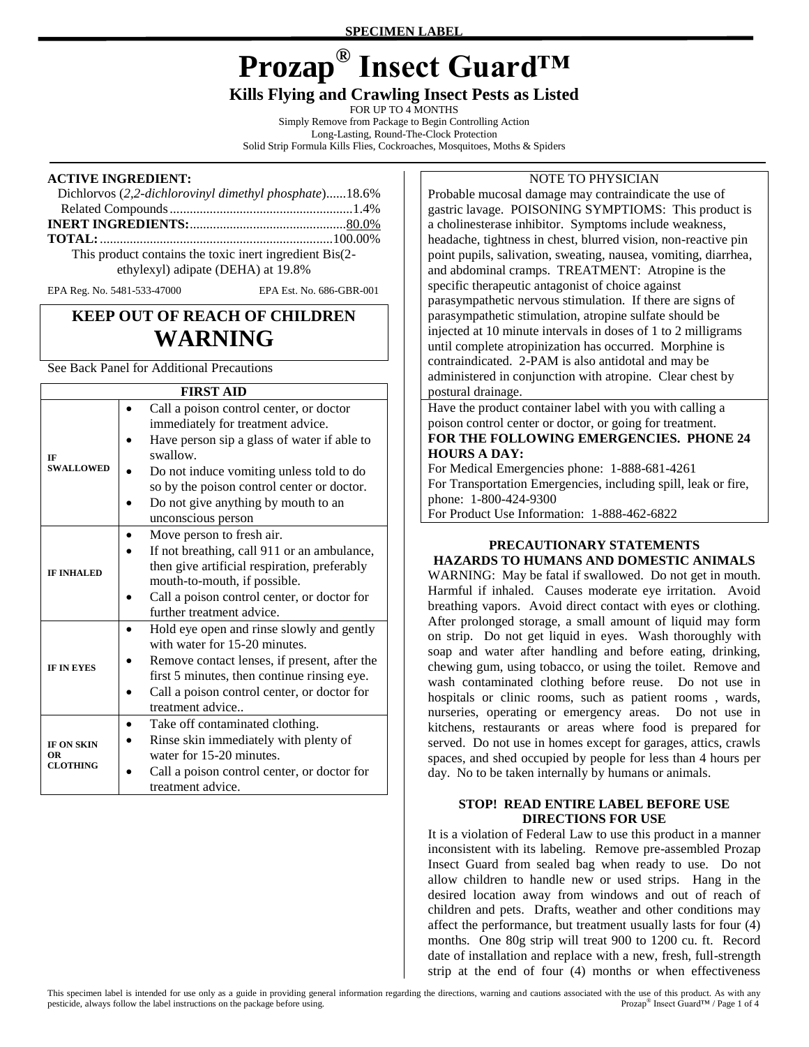**SPECIMEN LABEL**

# Prozap® Insect Guard™

## Kills Flying and Crawling Insect Pests as Listed

FOR UP TO 4 MONTHS
Simply Remove from Package to Begin Controlling Action
Long-Lasting, Round-The-Clock Protection
Solid Strip Formula Kills Flies, Cockroaches, Mosquitoes, Moths & Spiders

**ACTIVE INGREDIENT:**
Dichlorvos (*2,2-dichlorovinyl dimethyl phosphate*)......18.6%
Related Compounds......................................................1.4%
**INERT INGREDIENTS:**..............................................80.0%
**TOTAL:**.....................................................................100.00%
This product contains the toxic inert ingredient Bis(2-ethylexyl) adipate (DEHA) at 19.8%

EPA Reg. No. 5481-533-47000 EPA Est. No. 686-GBR-001

**KEEP OUT OF REACH OF CHILDREN**
**WARNING**

See Back Panel for Additional Precautions

| FIRST AID | |
|---|---|
| **IF SWALLOWED** | • Call a poison control center, or doctor immediately for treatment advice.<br>• Have person sip a glass of water if able to swallow.<br>• Do not induce vomiting unless told to do so by the poison control center or doctor.<br>• Do not give anything by mouth to an unconscious person |
| **IF INHALED** | • Move person to fresh air.<br>• If not breathing, call 911 or an ambulance, then give artificial respiration, preferably mouth-to-mouth, if possible.<br>• Call a poison control center, or doctor for further treatment advice. |
| **IF IN EYES** | • Hold eye open and rinse slowly and gently with water for 15-20 minutes.<br>• Remove contact lenses, if present, after the first 5 minutes, then continue rinsing eye.<br>• Call a poison control center, or doctor for treatment advice.. |
| **IF ON SKIN OR CLOTHING** | • Take off contaminated clothing.<br>• Rinse skin immediately with plenty of water for 15-20 minutes.<br>• Call a poison control center, or doctor for treatment advice. |

NOTE TO PHYSICIAN

Probable mucosal damage may contraindicate the use of gastric lavage. POISONING SYMPTIOMS: This product is a cholinesterase inhibitor. Symptoms include weakness, headache, tightness in chest, blurred vision, non-reactive pin point pupils, salivation, sweating, nausea, vomiting, diarrhea, and abdominal cramps. TREATMENT: Atropine is the specific therapeutic antagonist of choice against parasympathetic nervous stimulation. If there are signs of parasympathetic stimulation, atropine sulfate should be injected at 10 minute intervals in doses of 1 to 2 milligrams until complete atropinization has occurred. Morphine is contraindicated. 2-PAM is also antidotal and may be administered in conjunction with atropine. Clear chest by postural drainage.

Have the product container label with you with calling a poison control center or doctor, or going for treatment.

**FOR THE FOLLOWING EMERGENCIES. PHONE 24 HOURS A DAY:**

For Medical Emergencies phone: 1-888-681-4261
For Transportation Emergencies, including spill, leak or fire, phone: 1-800-424-9300
For Product Use Information: 1-888-462-6822

### PRECAUTIONARY STATEMENTS

### HAZARDS TO HUMANS AND DOMESTIC ANIMALS

WARNING: May be fatal if swallowed. Do not get in mouth. Harmful if inhaled. Causes moderate eye irritation. Avoid breathing vapors. Avoid direct contact with eyes or clothing. After prolonged storage, a small amount of liquid may form on strip. Do not get liquid in eyes. Wash thoroughly with soap and water after handling and before eating, drinking, chewing gum, using tobacco, or using the toilet. Remove and wash contaminated clothing before reuse. Do not use in hospitals or clinic rooms, such as patient rooms , wards, nurseries, operating or emergency areas. Do not use in kitchens, restaurants or areas where food is prepared for served. Do not use in homes except for garages, attics, crawls spaces, and shed occupied by people for less than 4 hours per day. No to be taken internally by humans or animals.

### STOP! READ ENTIRE LABEL BEFORE USE

### DIRECTIONS FOR USE

It is a violation of Federal Law to use this product in a manner inconsistent with its labeling. Remove pre-assembled Prozap Insect Guard from sealed bag when ready to use. Do not allow children to handle new or used strips. Hang in the desired location away from windows and out of reach of children and pets. Drafts, weather and other conditions may affect the performance, but treatment usually lasts for four (4) months. One 80g strip will treat 900 to 1200 cu. ft. Record date of installation and replace with a new, fresh, full-strength strip at the end of four (4) months or when effectiveness

This specimen label is intended for use only as a guide in providing general information regarding the directions, warning and cautions associated with the use of this product. As with any pesticide, always follow the label instructions on the package before using.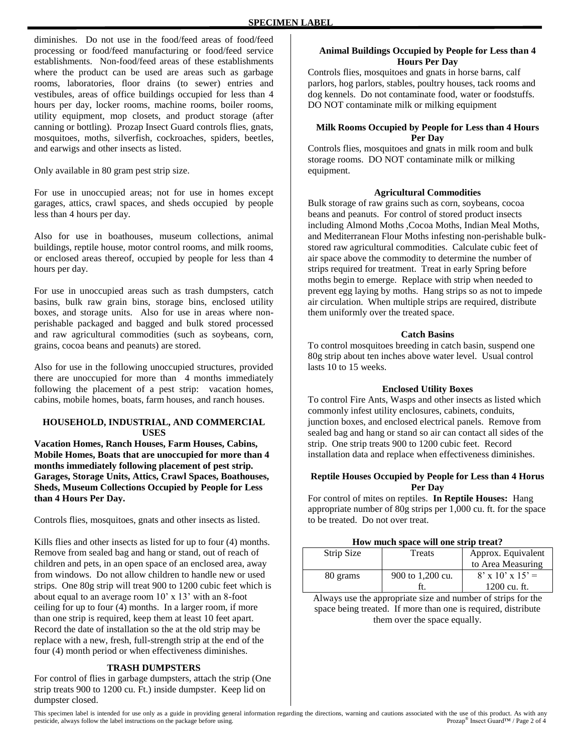diminishes. Do not use in the food/feed areas of food/feed processing or food/feed manufacturing or food/feed service establishments. Non-food/feed areas of these establishments where the product can be used are areas such as garbage rooms, laboratories, floor drains (to sewer) entries and vestibules, areas of office buildings occupied for less than 4 hours per day, locker rooms, machine rooms, boiler rooms, utility equipment, mop closets, and product storage (after canning or bottling). Prozap Insect Guard controls flies, gnats, mosquitoes, moths, silverfish, cockroaches, spiders, beetles, and earwigs and other insects as listed.

Only available in 80 gram pest strip size.

For use in unoccupied areas; not for use in homes except garages, attics, crawl spaces, and sheds occupied by people less than 4 hours per day.

Also for use in boathouses, museum collections, animal buildings, reptile house, motor control rooms, and milk rooms, or enclosed areas thereof, occupied by people for less than 4 hours per day.

For use in unoccupied areas such as trash dumpsters, catch basins, bulk raw grain bins, storage bins, enclosed utility boxes, and storage units. Also for use in areas where non-perishable packaged and bagged and bulk stored processed and raw agricultural commodities (such as soybeans, corn, grains, cocoa beans and peanuts) are stored.

Also for use in the following unoccupied structures, provided there are unoccupied for more than 4 months immediately following the placement of a pest strip: vacation homes, cabins, mobile homes, boats, farm houses, and ranch houses.

## HOUSEHOLD, INDUSTRIAL, AND COMMERCIAL USES

**Vacation Homes, Ranch Houses, Farm Houses, Cabins, Mobile Homes, Boats that are unoccupied for more than 4 months immediately following placement of pest strip. Garages, Storage Units, Attics, Crawl Spaces, Boathouses, Sheds, Museum Collections Occupied by People for Less than 4 Hours Per Day.**

Controls flies, mosquitoes, gnats and other insects as listed.

Kills flies and other insects as listed for up to four (4) months. Remove from sealed bag and hang or stand, out of reach of children and pets, in an open space of an enclosed area, away from windows. Do not allow children to handle new or used strips. One 80g strip will treat 900 to 1200 cubic feet which is about equal to an average room 10' x 13' with an 8-foot ceiling for up to four (4) months. In a larger room, if more than one strip is required, keep them at least 10 feet apart. Record the date of installation so the at the old strip may be replace with a new, fresh, full-strength strip at the end of the four (4) month period or when effectiveness diminishes.

### TRASH DUMPSTERS

For control of flies in garbage dumpsters, attach the strip (One strip treats 900 to 1200 cu. Ft.) inside dumpster. Keep lid on dumpster closed.

### Animal Buildings Occupied by People for Less than 4 Hours Per Day

Controls flies, mosquitoes and gnats in horse barns, calf parlors, hog parlors, stables, poultry houses, tack rooms and dog kennels. Do not contaminate food, water or foodstuffs. DO NOT contaminate milk or milking equipment

### Milk Rooms Occupied by People for Less than 4 Hours Per Day

Controls flies, mosquitoes and gnats in milk room and bulk storage rooms. DO NOT contaminate milk or milking equipment.

### Agricultural Commodities

Bulk storage of raw grains such as corn, soybeans, cocoa beans and peanuts. For control of stored product insects including Almond Moths ,Cocoa Moths, Indian Meal Moths, and Mediterranean Flour Moths infesting non-perishable bulk-stored raw agricultural commodities. Calculate cubic feet of air space above the commodity to determine the number of strips required for treatment. Treat in early Spring before moths begin to emerge. Replace with strip when needed to prevent egg laying by moths. Hang strips so as not to impede air circulation. When multiple strips are required, distribute them uniformly over the treated space.

### Catch Basins

To control mosquitoes breeding in catch basin, suspend one 80g strip about ten inches above water level. Usual control lasts 10 to 15 weeks.

### Enclosed Utility Boxes

To control Fire Ants, Wasps and other insects as listed which commonly infest utility enclosures, cabinets, conduits, junction boxes, and enclosed electrical panels. Remove from sealed bag and hang or stand so air can contact all sides of the strip. One strip treats 900 to 1200 cubic feet. Record installation data and replace when effectiveness diminishes.

### Reptile Houses Occupied by People for Less than 4 Horus Per Day

For control of mites on reptiles. **In Reptile Houses:** Hang appropriate number of 80g strips per 1,000 cu. ft. for the space to be treated. Do not over treat.

**How much space will one strip treat?**

| Strip Size | Treats | Approx. Equivalent to Area Measuring |
|---|---|---|
| 80 grams | 900 to 1,200 cu. ft. | 8' x 10' x 15' = 1200 cu. ft. |

Always use the appropriate size and number of strips for the space being treated. If more than one is required, distribute them over the space equally.

This specimen label is intended for use only as a guide in providing general information regarding the directions, warning and cautions associated with the use of this product. As with any pesticide, always follow the label instructions on the package before using.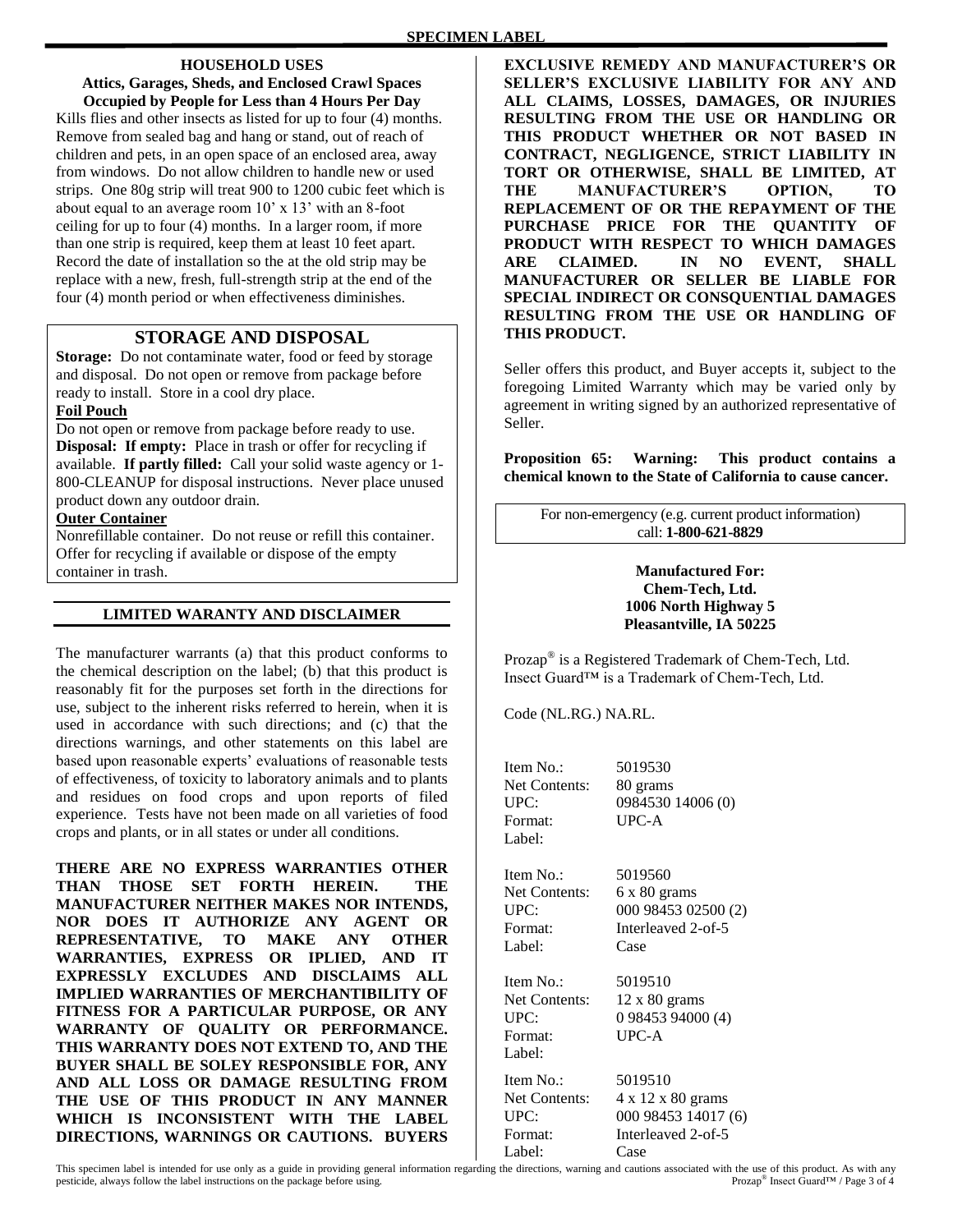SPECIMEN LABEL

**HOUSEHOLD USES**

**Attics, Garages, Sheds, and Enclosed Crawl Spaces Occupied by People for Less than 4 Hours Per Day**

Kills flies and other insects as listed for up to four (4) months. Remove from sealed bag and hang or stand, out of reach of children and pets, in an open space of an enclosed area, away from windows. Do not allow children to handle new or used strips. One 80g strip will treat 900 to 1200 cubic feet which is about equal to an average room 10' x 13' with an 8-foot ceiling for up to four (4) months. In a larger room, if more than one strip is required, keep them at least 10 feet apart. Record the date of installation so the at the old strip may be replace with a new, fresh, full-strength strip at the end of the four (4) month period or when effectiveness diminishes.

## STORAGE AND DISPOSAL

**Storage:** Do not contaminate water, food or feed by storage and disposal. Do not open or remove from package before ready to install. Store in a cool dry place.

**Foil Pouch**

Do not open or remove from package before ready to use.

**Disposal: If empty:** Place in trash or offer for recycling if available. **If partly filled:** Call your solid waste agency or 1-800-CLEANUP for disposal instructions. Never place unused product down any outdoor drain.

**Outer Container**

Nonrefillable container. Do not reuse or refill this container. Offer for recycling if available or dispose of the empty container in trash.

## LIMITED WARANTY AND DISCLAIMER

The manufacturer warrants (a) that this product conforms to the chemical description on the label; (b) that this product is reasonably fit for the purposes set forth in the directions for use, subject to the inherent risks referred to herein, when it is used in accordance with such directions; and (c) that the directions warnings, and other statements on this label are based upon reasonable experts' evaluations of reasonable tests of effectiveness, of toxicity to laboratory animals and to plants and residues on food crops and upon reports of filed experience. Tests have not been made on all varieties of food crops and plants, or in all states or under all conditions.

**THERE ARE NO EXPRESS WARRANTIES OTHER THAN THOSE SET FORTH HEREIN. THE MANUFACTURER NEITHER MAKES NOR INTENDS, NOR DOES IT AUTHORIZE ANY AGENT OR REPRESENTATIVE, TO MAKE ANY OTHER WARRANTIES, EXPRESS OR IPLIED, AND IT EXPRESSLY EXCLUDES AND DISCLAIMS ALL IMPLIED WARRANTIES OF MERCHANTIBILITY OF FITNESS FOR A PARTICULAR PURPOSE, OR ANY WARRANTY OF QUALITY OR PERFORMANCE. THIS WARRANTY DOES NOT EXTEND TO, AND THE BUYER SHALL BE SOLEY RESPONSIBLE FOR, ANY AND ALL LOSS OR DAMAGE RESULTING FROM THE USE OF THIS PRODUCT IN ANY MANNER WHICH IS INCONSISTENT WITH THE LABEL DIRECTIONS, WARNINGS OR CAUTIONS. BUYERS EXCLUSIVE REMEDY AND MANUFACTURER'S OR SELLER'S EXCLUSIVE LIABILITY FOR ANY AND ALL CLAIMS, LOSSES, DAMAGES, OR INJURIES RESULTING FROM THE USE OR HANDLING OR THIS PRODUCT WHETHER OR NOT BASED IN CONTRACT, NEGLIGENCE, STRICT LIABILITY IN TORT OR OTHERWISE, SHALL BE LIMITED, AT THE MANUFACTURER'S OPTION, TO REPLACEMENT OF OR THE REPAYMENT OF THE PURCHASE PRICE FOR THE QUANTITY OF PRODUCT WITH RESPECT TO WHICH DAMAGES ARE CLAIMED. IN NO EVENT, SHALL MANUFACTURER OR SELLER BE LIABLE FOR SPECIAL INDIRECT OR CONSQUENTIAL DAMAGES RESULTING FROM THE USE OR HANDLING OF THIS PRODUCT.**

Seller offers this product, and Buyer accepts it, subject to the foregoing Limited Warranty which may be varied only by agreement in writing signed by an authorized representative of Seller.

**Proposition 65: Warning: This product contains a chemical known to the State of California to cause cancer.**

For non-emergency (e.g. current product information) call: **1-800-621-8829**

**Manufactured For:**
**Chem-Tech, Ltd.**
**1006 North Highway 5**
**Pleasantville, IA 50225**

Prozap® is a Registered Trademark of Chem-Tech, Ltd.
Insect Guard™ is a Trademark of Chem-Tech, Ltd.

Code (NL.RG.) NA.RL.

| | |
|---|---|
| Item No.: | 5019530 |
| Net Contents: | 80 grams |
| UPC: | 0984530 14006 (0) |
| Format: | UPC-A |
| Label: | |

| | |
|---|---|
| Item No.: | 5019560 |
| Net Contents: | 6 x 80 grams |
| UPC: | 000 98453 02500 (2) |
| Format: | Interleaved 2-of-5 |
| Label: | Case |

| | |
|---|---|
| Item No.: | 5019510 |
| Net Contents: | 12 x 80 grams |
| UPC: | 0 98453 94000 (4) |
| Format: | UPC-A |
| Label: | |

| | |
|---|---|
| Item No.: | 5019510 |
| Net Contents: | 4 x 12 x 80 grams |
| UPC: | 000 98453 14017 (6) |
| Format: | Interleaved 2-of-5 |
| Label: | Case |

This specimen label is intended for use only as a guide in providing general information regarding the directions, warning and cautions associated with the use of this product. As with any pesticide, always follow the label instructions on the package before using.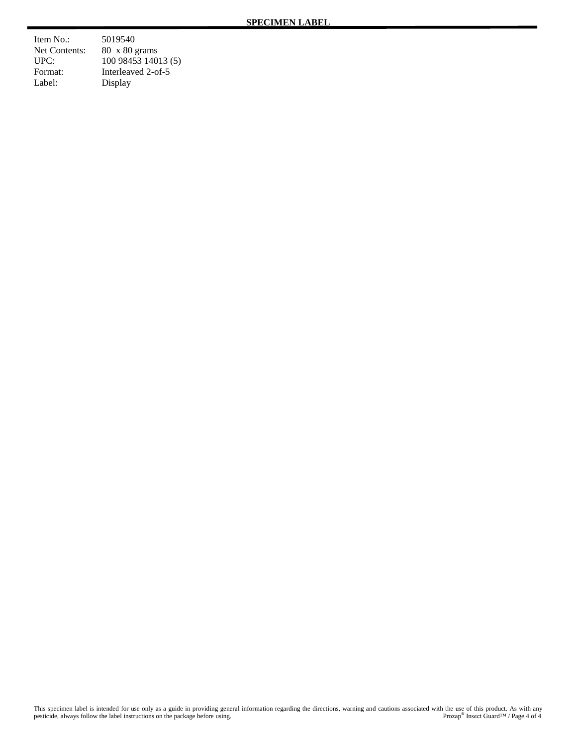**SPECIMEN LABEL**

| | |
|---|---|
| Item No.: | 5019540 |
| Net Contents: | 80 x 80 grams |
| UPC: | 100 98453 14013 (5) |
| Format: | Interleaved 2-of-5 |
| Label: | Display |

This specimen label is intended for use only as a guide in providing general information regarding the directions, warning and cautions associated with the use of this product. As with any pesticide, always follow the label instructions on the package before using.